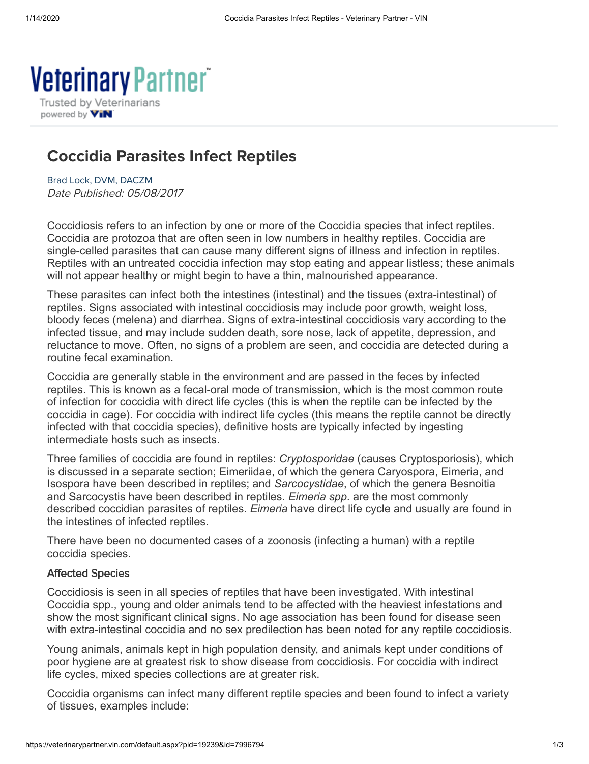# Coccidia Parasites Infect Reptiles

Brad Lock, DVM, DACZM
*Date Published: 05/08/2017*

Coccidiosis refers to an infection by one or more of the Coccidia species that infect reptiles. Coccidia are protozoa that are often seen in low numbers in healthy reptiles. Coccidia are single-celled parasites that can cause many different signs of illness and infection in reptiles. Reptiles with an untreated coccidia infection may stop eating and appear listless; these animals will not appear healthy or might begin to have a thin, malnourished appearance.

These parasites can infect both the intestines (intestinal) and the tissues (extra-intestinal) of reptiles. Signs associated with intestinal coccidiosis may include poor growth, weight loss, bloody feces (melena) and diarrhea. Signs of extra-intestinal coccidiosis vary according to the infected tissue, and may include sudden death, sore nose, lack of appetite, depression, and reluctance to move. Often, no signs of a problem are seen, and coccidia are detected during a routine fecal examination.

Coccidia are generally stable in the environment and are passed in the feces by infected reptiles. This is known as a fecal-oral mode of transmission, which is the most common route of infection for coccidia with direct life cycles (this is when the reptile can be infected by the coccidia in cage). For coccidia with indirect life cycles (this means the reptile cannot be directly infected with that coccidia species), definitive hosts are typically infected by ingesting intermediate hosts such as insects.

Three families of coccidia are found in reptiles: *Cryptosporidae* (causes Cryptosporiosis), which is discussed in a separate section; Eimeriidae, of which the genera Caryospora, Eimeria, and Isospora have been described in reptiles; and *Sarcocystidae*, of which the genera Besnoitia and Sarcocystis have been described in reptiles. *Eimeria spp*. are the most commonly described coccidian parasites of reptiles. *Eimeria* have direct life cycle and usually are found in the intestines of infected reptiles.

There have been no documented cases of a zoonosis (infecting a human) with a reptile coccidia species.

### Affected Species

Coccidiosis is seen in all species of reptiles that have been investigated. With intestinal Coccidia spp., young and older animals tend to be affected with the heaviest infestations and show the most significant clinical signs. No age association has been found for disease seen with extra-intestinal coccidia and no sex predilection has been noted for any reptile coccidiosis.

Young animals, animals kept in high population density, and animals kept under conditions of poor hygiene are at greatest risk to show disease from coccidiosis. For coccidia with indirect life cycles, mixed species collections are at greater risk.

Coccidia organisms can infect many different reptile species and been found to infect a variety of tissues, examples include: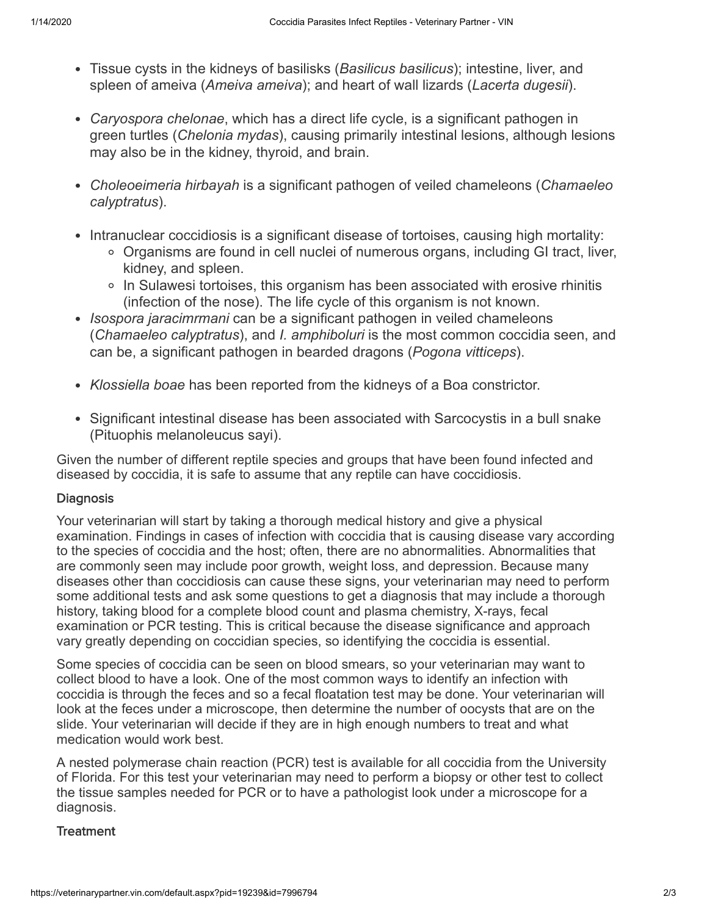- Tissue cysts in the kidneys of basilisks (*Basilicus basilicus*); intestine, liver, and spleen of ameiva (*Ameiva ameiva*); and heart of wall lizards (*Lacerta dugesii*).
- *Caryospora chelonae*, which has a direct life cycle, is a significant pathogen in green turtles (*Chelonia mydas*), causing primarily intestinal lesions, although lesions may also be in the kidney, thyroid, and brain.
- *Choleoeimeria hirbayah* is a significant pathogen of veiled chameleons (*Chamaeleo calyptratus*).
- Intranuclear coccidiosis is a significant disease of tortoises, causing high mortality:
    - Organisms are found in cell nuclei of numerous organs, including GI tract, liver, kidney, and spleen.
    - In Sulawesi tortoises, this organism has been associated with erosive rhinitis (infection of the nose). The life cycle of this organism is not known.
- *Isospora jaracimrmani* can be a significant pathogen in veiled chameleons (*Chamaeleo calyptratus*), and *I. amphiboluri* is the most common coccidia seen, and can be, a significant pathogen in bearded dragons (*Pogona vitticeps*).
- *Klossiella boae* has been reported from the kidneys of a Boa constrictor.
- Significant intestinal disease has been associated with Sarcocystis in a bull snake (Pituophis melanoleucus sayi).

Given the number of different reptile species and groups that have been found infected and diseased by coccidia, it is safe to assume that any reptile can have coccidiosis.

## Diagnosis

Your veterinarian will start by taking a thorough medical history and give a physical examination. Findings in cases of infection with coccidia that is causing disease vary according to the species of coccidia and the host; often, there are no abnormalities. Abnormalities that are commonly seen may include poor growth, weight loss, and depression. Because many diseases other than coccidiosis can cause these signs, your veterinarian may need to perform some additional tests and ask some questions to get a diagnosis that may include a thorough history, taking blood for a complete blood count and plasma chemistry, X-rays, fecal examination or PCR testing. This is critical because the disease significance and approach vary greatly depending on coccidian species, so identifying the coccidia is essential.

Some species of coccidia can be seen on blood smears, so your veterinarian may want to collect blood to have a look. One of the most common ways to identify an infection with coccidia is through the feces and so a fecal floatation test may be done. Your veterinarian will look at the feces under a microscope, then determine the number of oocysts that are on the slide. Your veterinarian will decide if they are in high enough numbers to treat and what medication would work best.

A nested polymerase chain reaction (PCR) test is available for all coccidia from the University of Florida. For this test your veterinarian may need to perform a biopsy or other test to collect the tissue samples needed for PCR or to have a pathologist look under a microscope for a diagnosis.

## Treatment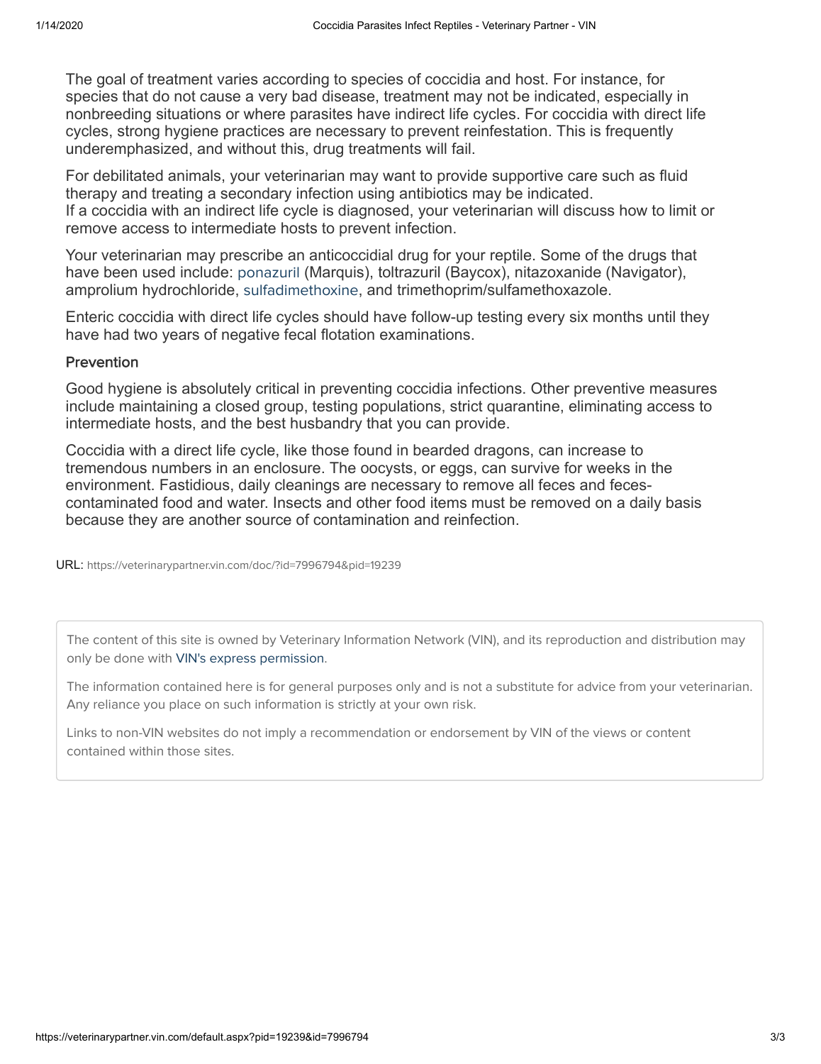The goal of treatment varies according to species of coccidia and host. For instance, for species that do not cause a very bad disease, treatment may not be indicated, especially in nonbreeding situations or where parasites have indirect life cycles. For coccidia with direct life cycles, strong hygiene practices are necessary to prevent reinfestation. This is frequently underemphasized, and without this, drug treatments will fail.

For debilitated animals, your veterinarian may want to provide supportive care such as fluid therapy and treating a secondary infection using antibiotics may be indicated.
If a coccidia with an indirect life cycle is diagnosed, your veterinarian will discuss how to limit or remove access to intermediate hosts to prevent infection.

Your veterinarian may prescribe an anticoccidial drug for your reptile. Some of the drugs that have been used include: ponazuril (Marquis), toltrazuril (Baycox), nitazoxanide (Navigator), amprolium hydrochloride, sulfadimethoxine, and trimethoprim/sulfamethoxazole.

Enteric coccidia with direct life cycles should have follow-up testing every six months until they have had two years of negative fecal flotation examinations.

### Prevention

Good hygiene is absolutely critical in preventing coccidia infections. Other preventive measures include maintaining a closed group, testing populations, strict quarantine, eliminating access to intermediate hosts, and the best husbandry that you can provide.

Coccidia with a direct life cycle, like those found in bearded dragons, can increase to tremendous numbers in an enclosure. The oocysts, or eggs, can survive for weeks in the environment. Fastidious, daily cleanings are necessary to remove all feces and feces-contaminated food and water. Insects and other food items must be removed on a daily basis because they are another source of contamination and reinfection.

URL: https://veterinarypartner.vin.com/doc/?id=7996794&pid=19239

The content of this site is owned by Veterinary Information Network (VIN), and its reproduction and distribution may only be done with VIN's express permission.

The information contained here is for general purposes only and is not a substitute for advice from your veterinarian. Any reliance you place on such information is strictly at your own risk.

Links to non-VIN websites do not imply a recommendation or endorsement by VIN of the views or content contained within those sites.